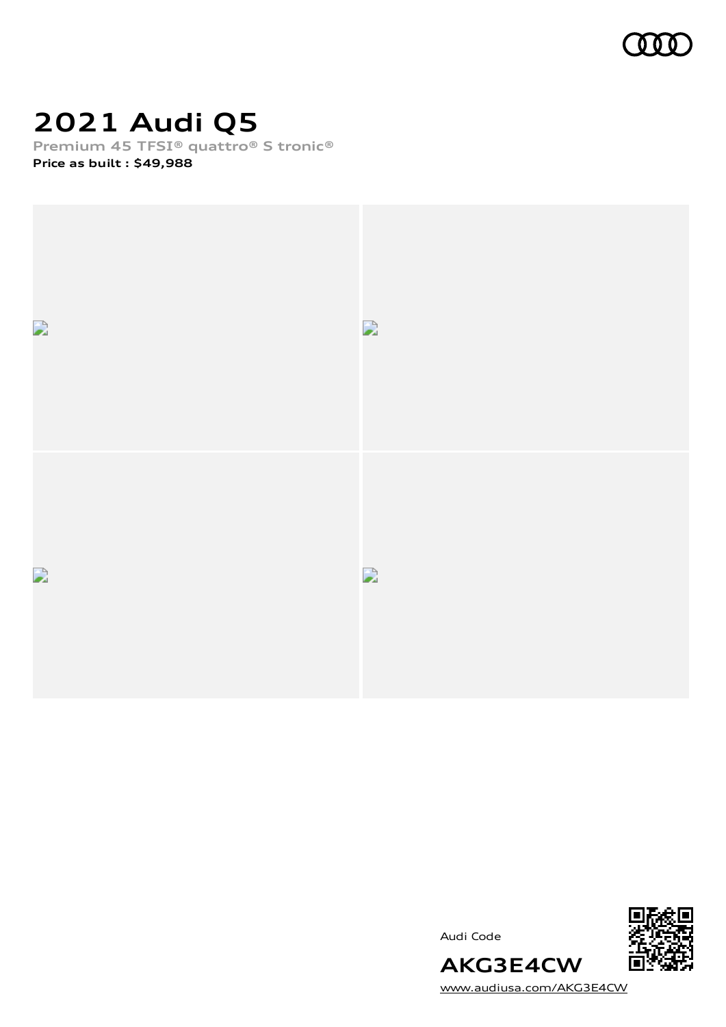# 2021 Audi Q5

**Premium 45 TFSI® quattro® S tronic®**

**Price as built : $49,988**

Audi Code

**AKG3E4CW**

www.audiusa.com/AKG3E4CW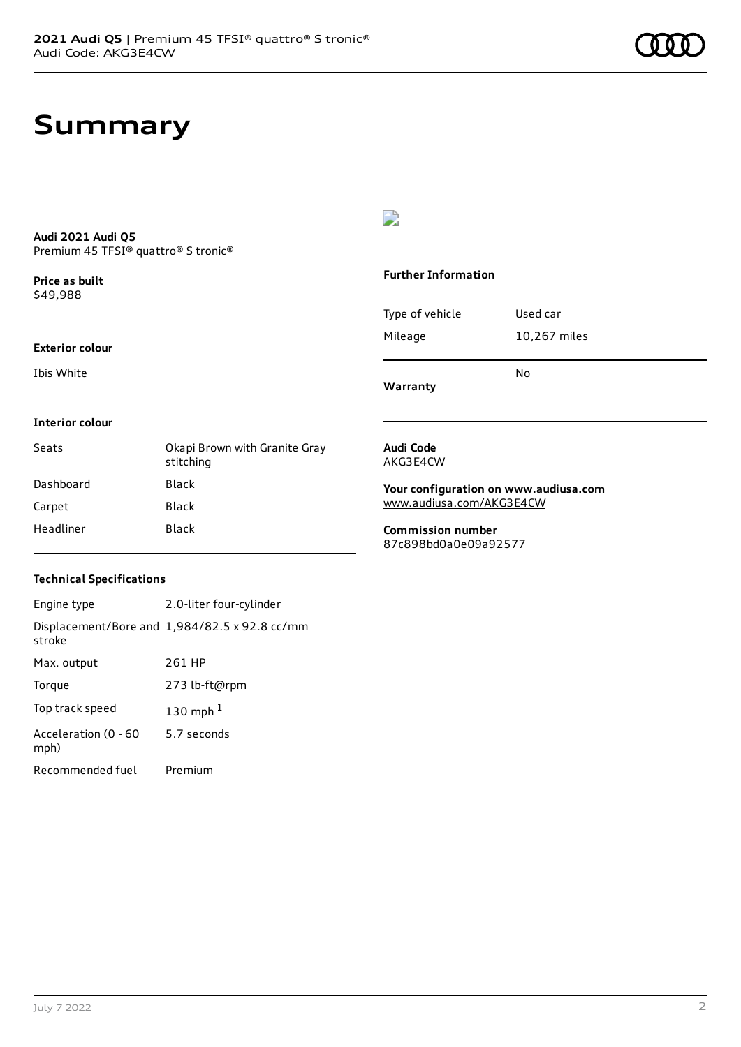# Summary

**Audi 2021 Audi Q5**
Premium 45 TFSI® quattro® S tronic®

**Price as built**
$49,988

**Exterior colour**

Ibis White

**Interior colour**

| Seats | Okapi Brown with Granite Gray stitching |
|---|---|
| Dashboard | Black |
| Carpet | Black |
| Headliner | Black |

**Technical Specifications**

| Engine type | 2.0-liter four-cylinder |
|---|---|
| Displacement/Bore and stroke | 1,984/82.5 x 92.8 cc/mm |
| Max. output | 261 HP |
| Torque | 273 lb-ft@rpm |
| Top track speed | 130 mph [1] |
| Acceleration (0 - 60 mph) | 5.7 seconds |
| Recommended fuel | Premium |

**Further Information**

| Type of vehicle | Used car |
|---|---|
| Mileage | 10,267 miles |
| **Warranty** | No |

**Audi Code**
AKG3E4CW

**Your configuration on www.audiusa.com**
www.audiusa.com/AKG3E4CW

**Commission number**
87c898bd0a0e09a92577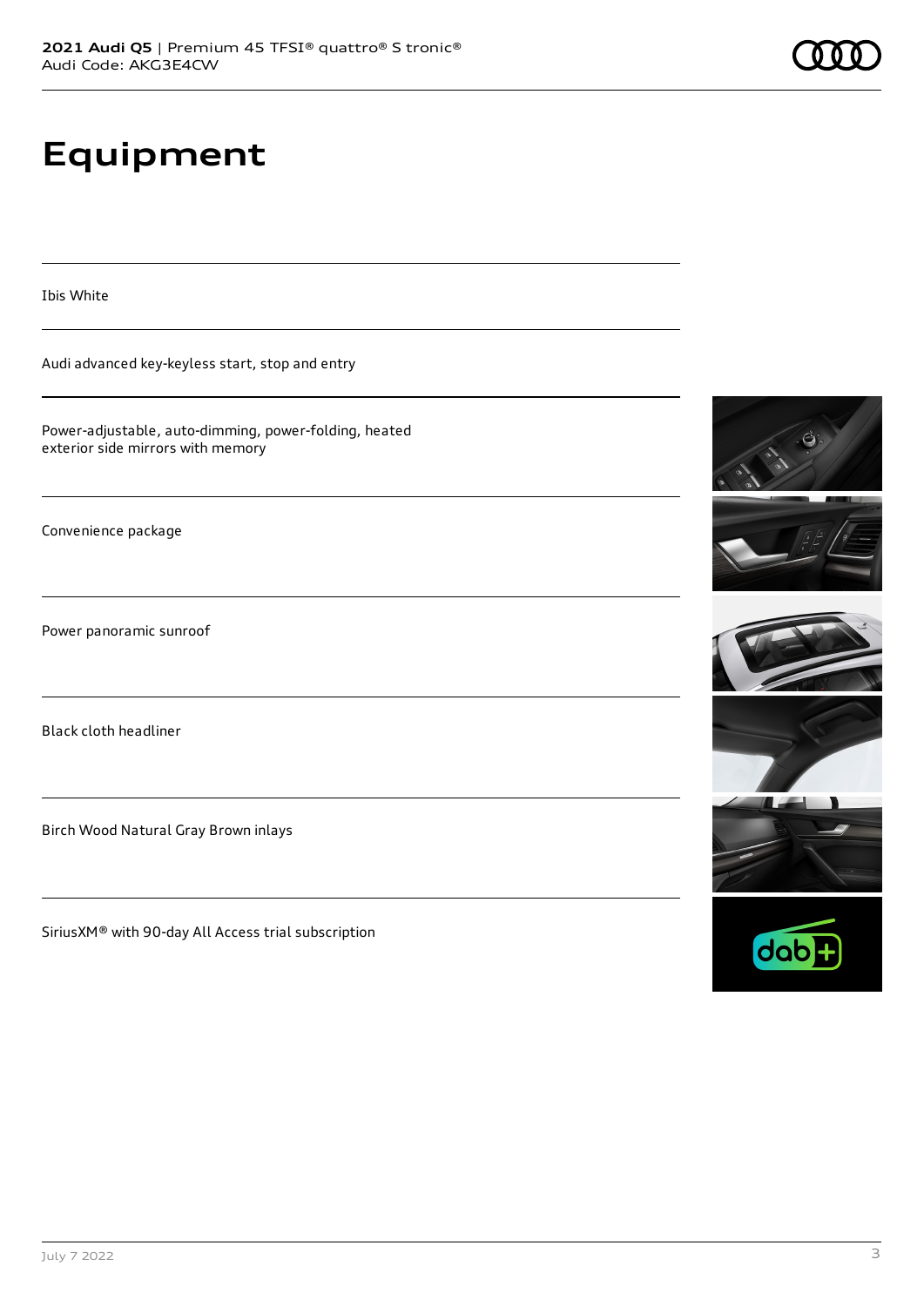# Equipment

Ibis White

Audi advanced key-keyless start, stop and entry

Power-adjustable, auto-dimming, power-folding, heated exterior side mirrors with memory

Convenience package

Power panoramic sunroof

Black cloth headliner

Birch Wood Natural Gray Brown inlays

SiriusXM® with 90-day All Access trial subscription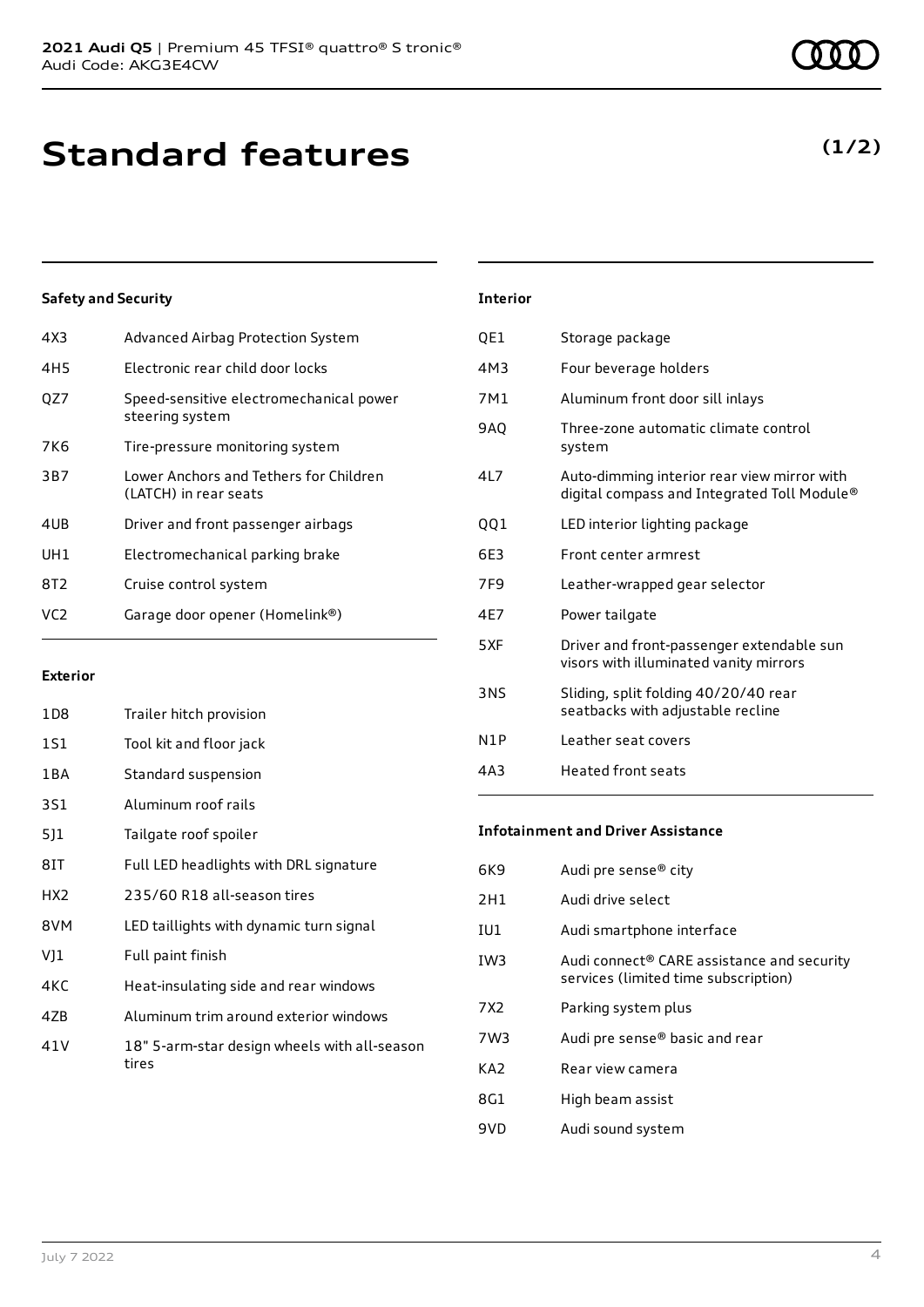# Standard features

**(1/2)**

### Safety and Security

| | |
|---|---|
| 4X3 | Advanced Airbag Protection System |
| 4H5 | Electronic rear child door locks |
| QZ7 | Speed-sensitive electromechanical power steering system |
| 7K6 | Tire-pressure monitoring system |
| 3B7 | Lower Anchors and Tethers for Children (LATCH) in rear seats |
| 4UB | Driver and front passenger airbags |
| UH1 | Electromechanical parking brake |
| 8T2 | Cruise control system |
| VC2 | Garage door opener (Homelink®) |

### Exterior

| | |
|---|---|
| 1D8 | Trailer hitch provision |
| 1S1 | Tool kit and floor jack |
| 1BA | Standard suspension |
| 3S1 | Aluminum roof rails |
| 5J1 | Tailgate roof spoiler |
| 8IT | Full LED headlights with DRL signature |
| HX2 | 235/60 R18 all-season tires |
| 8VM | LED taillights with dynamic turn signal |
| VJ1 | Full paint finish |
| 4KC | Heat-insulating side and rear windows |
| 4ZB | Aluminum trim around exterior windows |
| 41V | 18" 5-arm-star design wheels with all-season tires |

### Interior

| | |
|---|---|
| QE1 | Storage package |
| 4M3 | Four beverage holders |
| 7M1 | Aluminum front door sill inlays |
| 9AQ | Three-zone automatic climate control system |
| 4L7 | Auto-dimming interior rear view mirror with digital compass and Integrated Toll Module® |
| QQ1 | LED interior lighting package |
| 6E3 | Front center armrest |
| 7F9 | Leather-wrapped gear selector |
| 4E7 | Power tailgate |
| 5XF | Driver and front-passenger extendable sun visors with illuminated vanity mirrors |
| 3NS | Sliding, split folding 40/20/40 rear seatbacks with adjustable recline |
| N1P | Leather seat covers |
| 4A3 | Heated front seats |

### Infotainment and Driver Assistance

| | |
|---|---|
| 6K9 | Audi pre sense® city |
| 2H1 | Audi drive select |
| IU1 | Audi smartphone interface |
| IW3 | Audi connect® CARE assistance and security services (limited time subscription) |
| 7X2 | Parking system plus |
| 7W3 | Audi pre sense® basic and rear |
| KA2 | Rear view camera |
| 8G1 | High beam assist |
| 9VD | Audi sound system |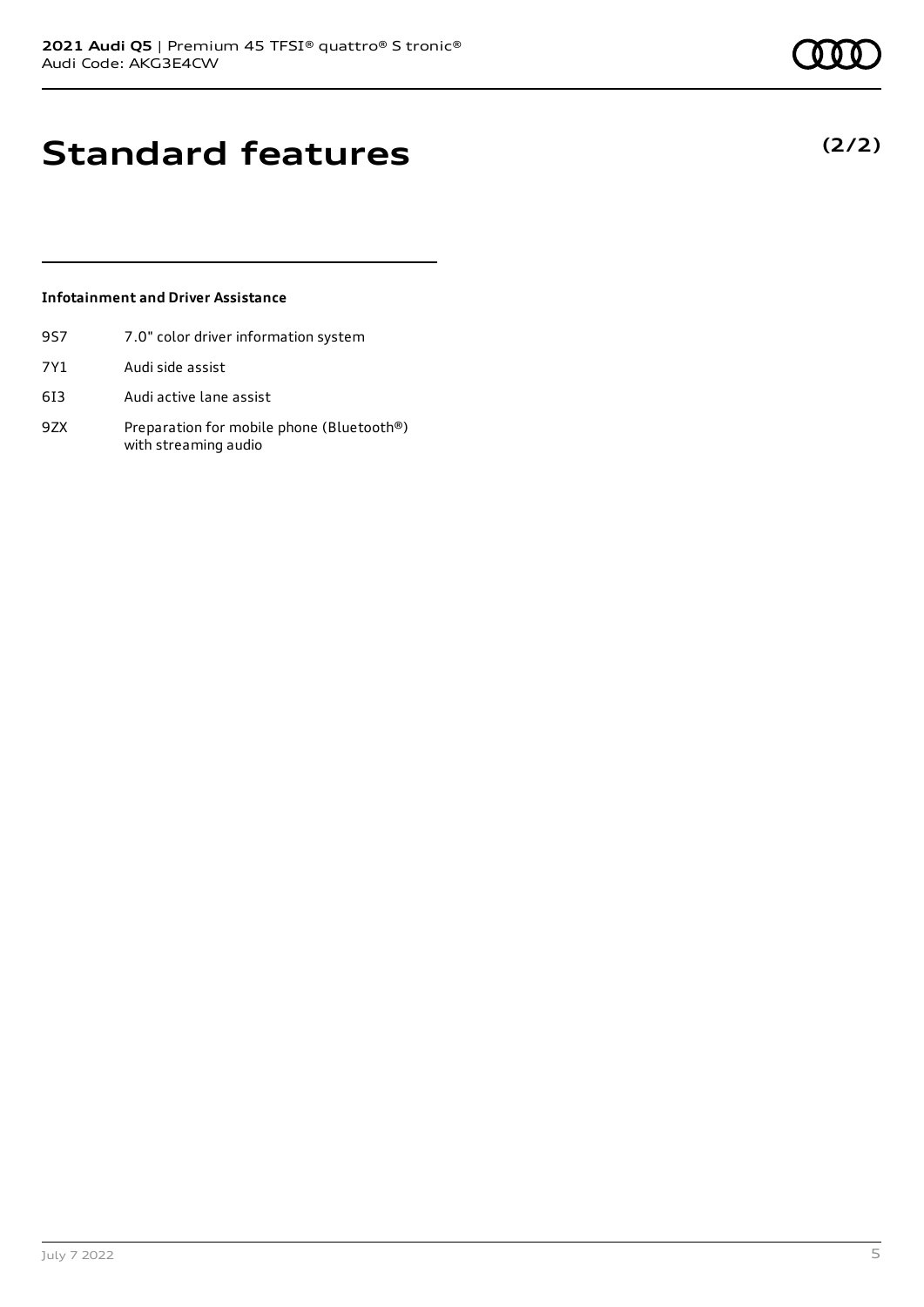# Standard features

**(2/2)**

### Infotainment and Driver Assistance

| | |
|---|---|
| 9S7 | 7.0" color driver information system |
| 7Y1 | Audi side assist |
| 6I3 | Audi active lane assist |
| 9ZX | Preparation for mobile phone (Bluetooth®) with streaming audio |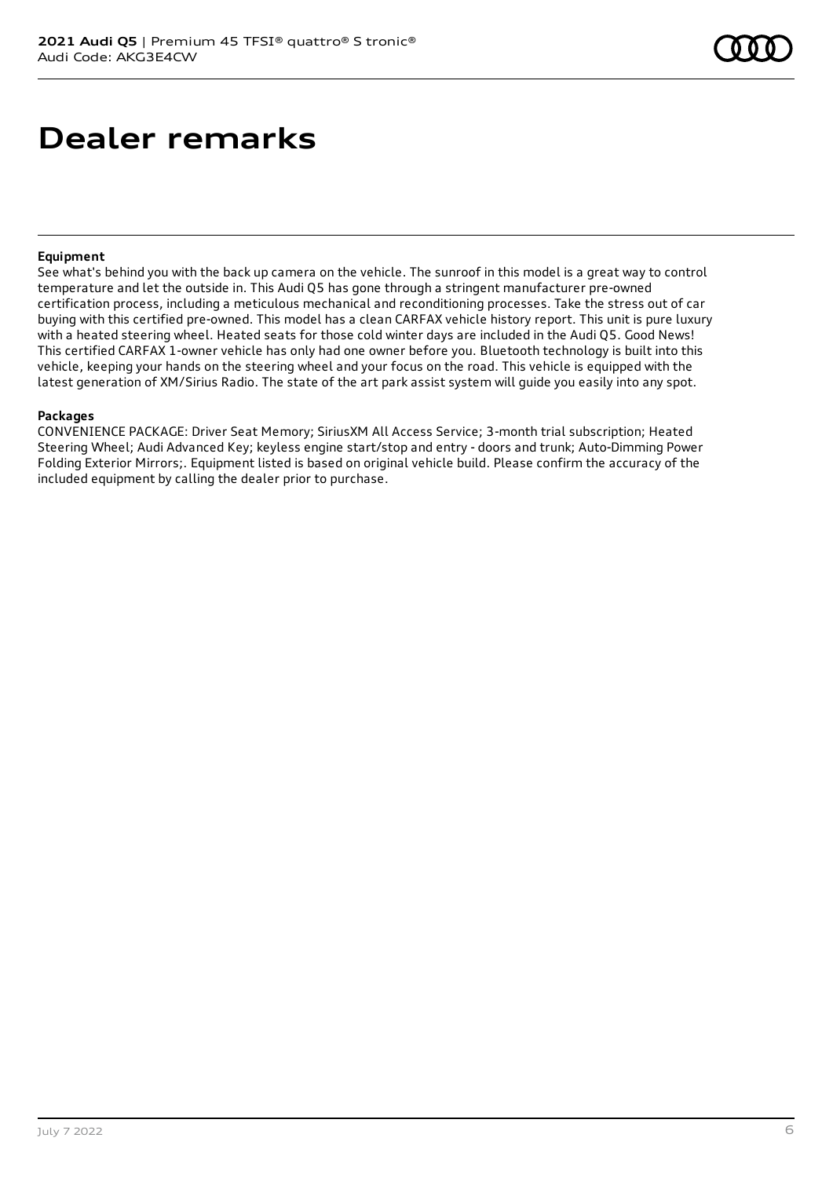# Dealer remarks

**Equipment**

See what's behind you with the back up camera on the vehicle. The sunroof in this model is a great way to control temperature and let the outside in. This Audi Q5 has gone through a stringent manufacturer pre-owned certification process, including a meticulous mechanical and reconditioning processes. Take the stress out of car buying with this certified pre-owned. This model has a clean CARFAX vehicle history report. This unit is pure luxury with a heated steering wheel. Heated seats for those cold winter days are included in the Audi Q5. Good News! This certified CARFAX 1-owner vehicle has only had one owner before you. Bluetooth technology is built into this vehicle, keeping your hands on the steering wheel and your focus on the road. This vehicle is equipped with the latest generation of XM/Sirius Radio. The state of the art park assist system will guide you easily into any spot.

**Packages**

CONVENIENCE PACKAGE: Driver Seat Memory; SiriusXM All Access Service; 3-month trial subscription; Heated Steering Wheel; Audi Advanced Key; keyless engine start/stop and entry - doors and trunk; Auto-Dimming Power Folding Exterior Mirrors;. Equipment listed is based on original vehicle build. Please confirm the accuracy of the included equipment by calling the dealer prior to purchase.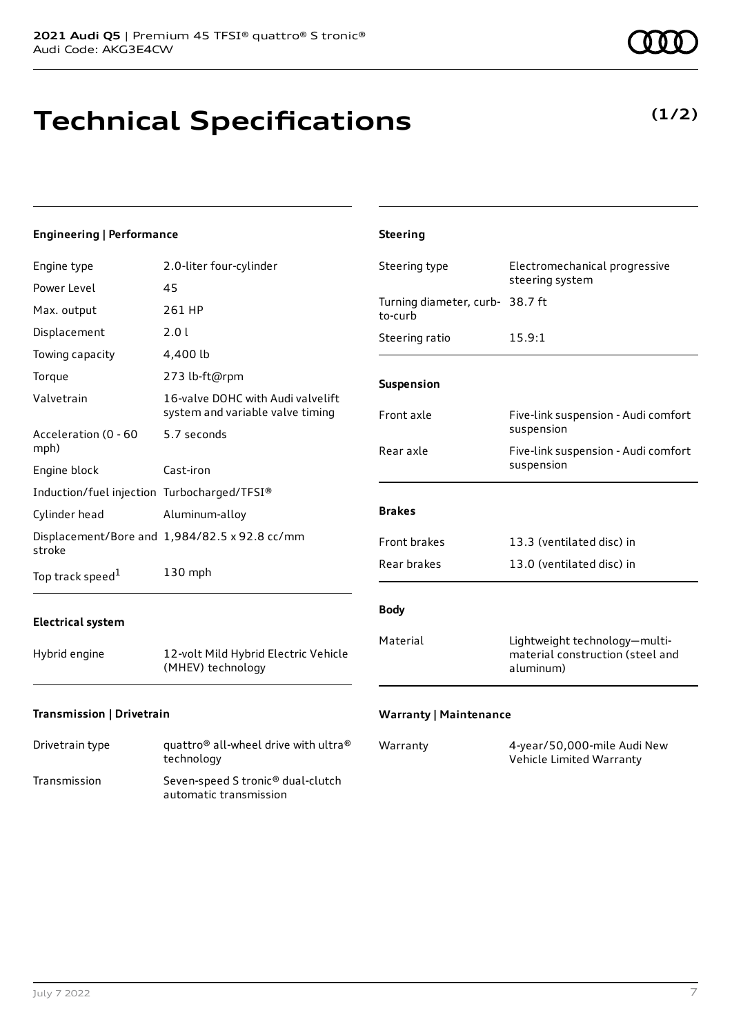# Technical Specifications

**(1/2)**

### Engineering | Performance

| | |
|---|---|
| Engine type | 2.0-liter four-cylinder |
| Power Level | 45 |
| Max. output | 261 HP |
| Displacement | 2.0 l |
| Towing capacity | 4,400 lb |
| Torque | 273 lb-ft@rpm |
| Valvetrain | 16-valve DOHC with Audi valvelift system and variable valve timing |
| Acceleration (0 - 60 mph) | 5.7 seconds |
| Engine block | Cast-iron |
| Induction/fuel injection | Turbocharged/TFSI® |
| Cylinder head | Aluminum-alloy |
| Displacement/Bore and stroke | 1,984/82.5 x 92.8 cc/mm |
| Top track speed[1] | 130 mph |

### Electrical system

| | |
|---|---|
| Hybrid engine | 12-volt Mild Hybrid Electric Vehicle (MHEV) technology |

### Transmission | Drivetrain

| | |
|---|---|
| Drivetrain type | quattro® all-wheel drive with ultra® technology |
| Transmission | Seven-speed S tronic® dual-clutch automatic transmission |

### Steering

| | |
|---|---|
| Steering type | Electromechanical progressive steering system |
| Turning diameter, curb-to-curb | 38.7 ft |
| Steering ratio | 15.9:1 |

### Suspension

| | |
|---|---|
| Front axle | Five-link suspension - Audi comfort suspension |
| Rear axle | Five-link suspension - Audi comfort suspension |

### Brakes

| | |
|---|---|
| Front brakes | 13.3 (ventilated disc) in |
| Rear brakes | 13.0 (ventilated disc) in |

### Body

| | |
|---|---|
| Material | Lightweight technology—multi-material construction (steel and aluminum) |

### Warranty | Maintenance

| | |
|---|---|
| Warranty | 4-year/50,000-mile Audi New Vehicle Limited Warranty |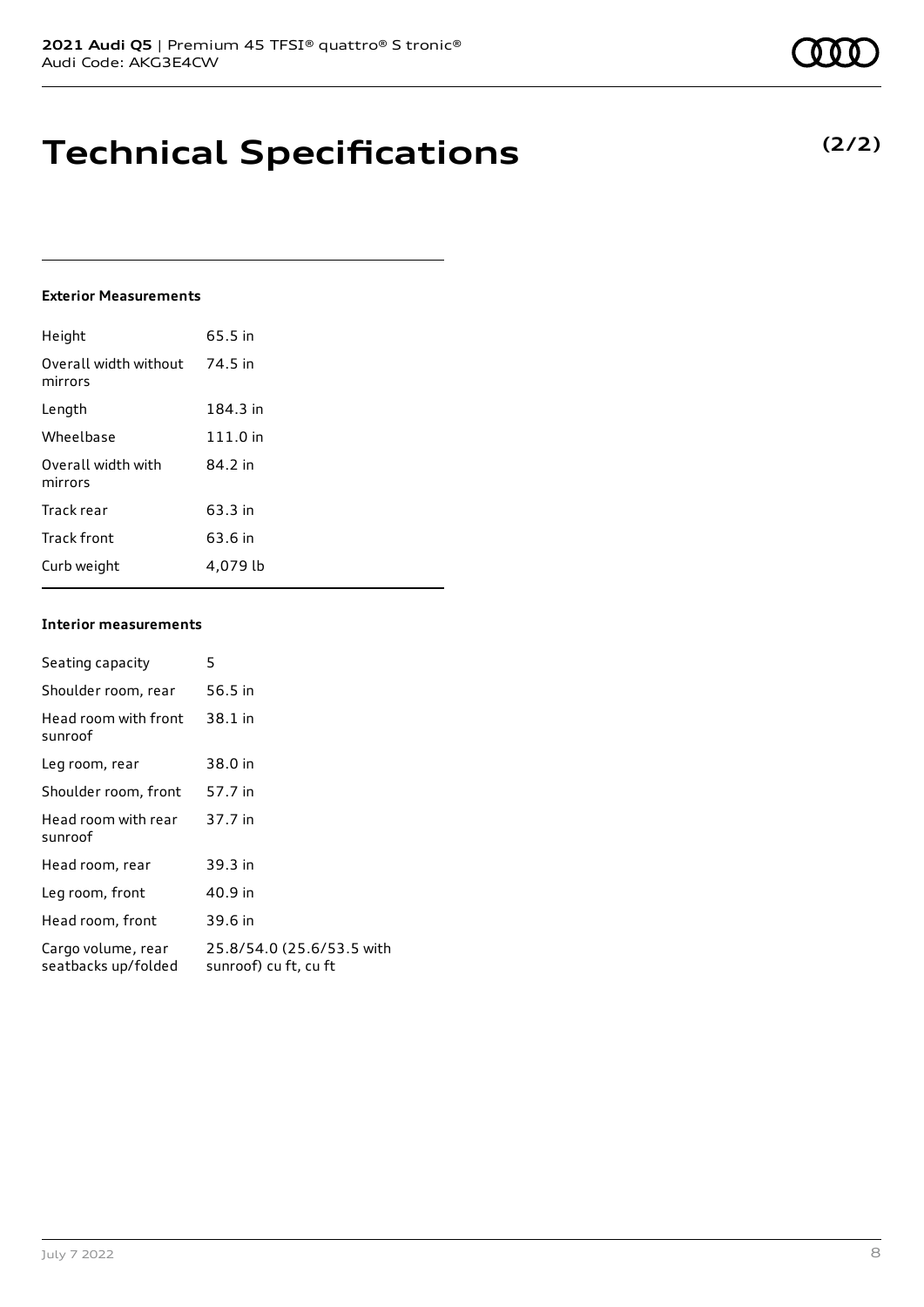# Technical Specifications

**(2/2)**

### Exterior Measurements

| | |
|---|---|
| Height | 65.5 in |
| Overall width without mirrors | 74.5 in |
| Length | 184.3 in |
| Wheelbase | 111.0 in |
| Overall width with mirrors | 84.2 in |
| Track rear | 63.3 in |
| Track front | 63.6 in |
| Curb weight | 4,079 lb |

### Interior measurements

| | |
|---|---|
| Seating capacity | 5 |
| Shoulder room, rear | 56.5 in |
| Head room with front sunroof | 38.1 in |
| Leg room, rear | 38.0 in |
| Shoulder room, front | 57.7 in |
| Head room with rear sunroof | 37.7 in |
| Head room, rear | 39.3 in |
| Leg room, front | 40.9 in |
| Head room, front | 39.6 in |
| Cargo volume, rear seatbacks up/folded | 25.8/54.0 (25.6/53.5 with sunroof) cu ft, cu ft |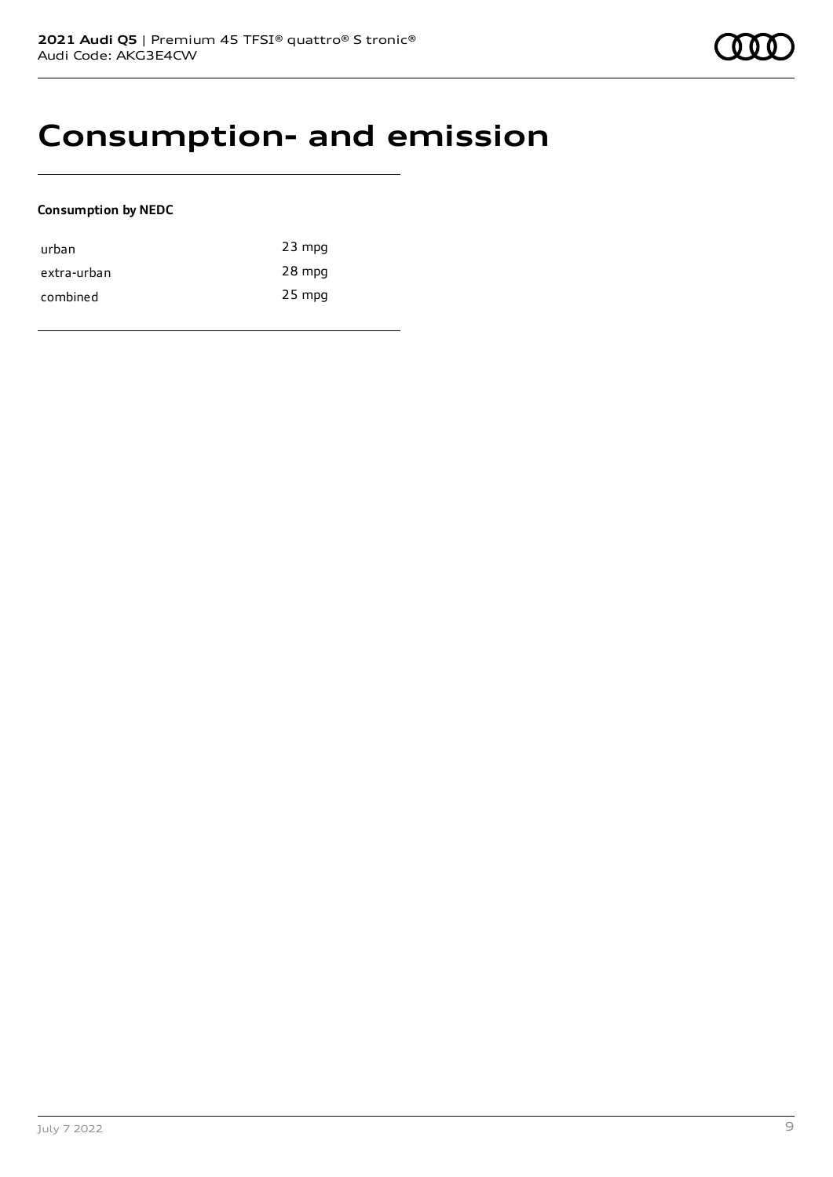# Consumption- and emission

**Consumption by NEDC**

| | |
|---|---|
| urban | 23 mpg |
| extra-urban | 28 mpg |
| combined | 25 mpg |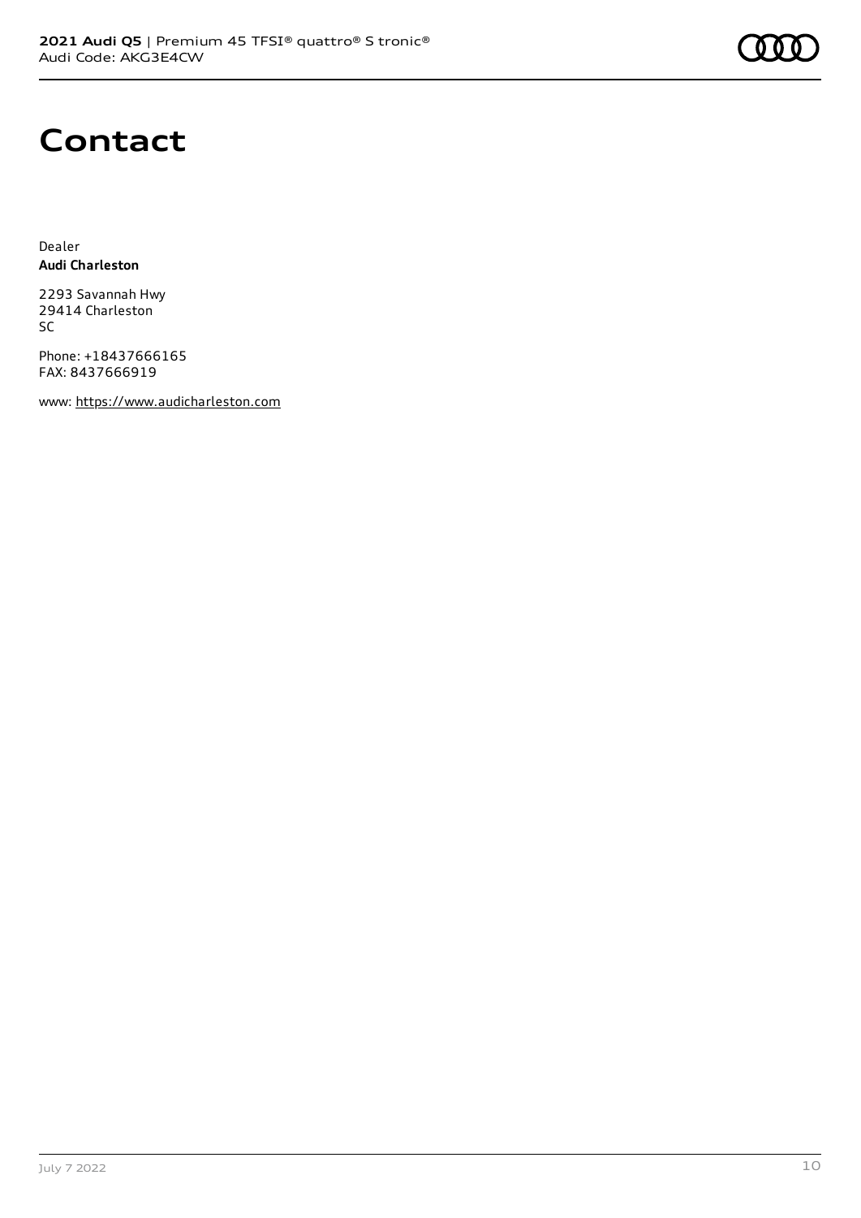# Contact

Dealer
**Audi Charleston**

2293 Savannah Hwy
29414 Charleston
SC

Phone: +18437666165
FAX: 8437666919

www: https://www.audicharleston.com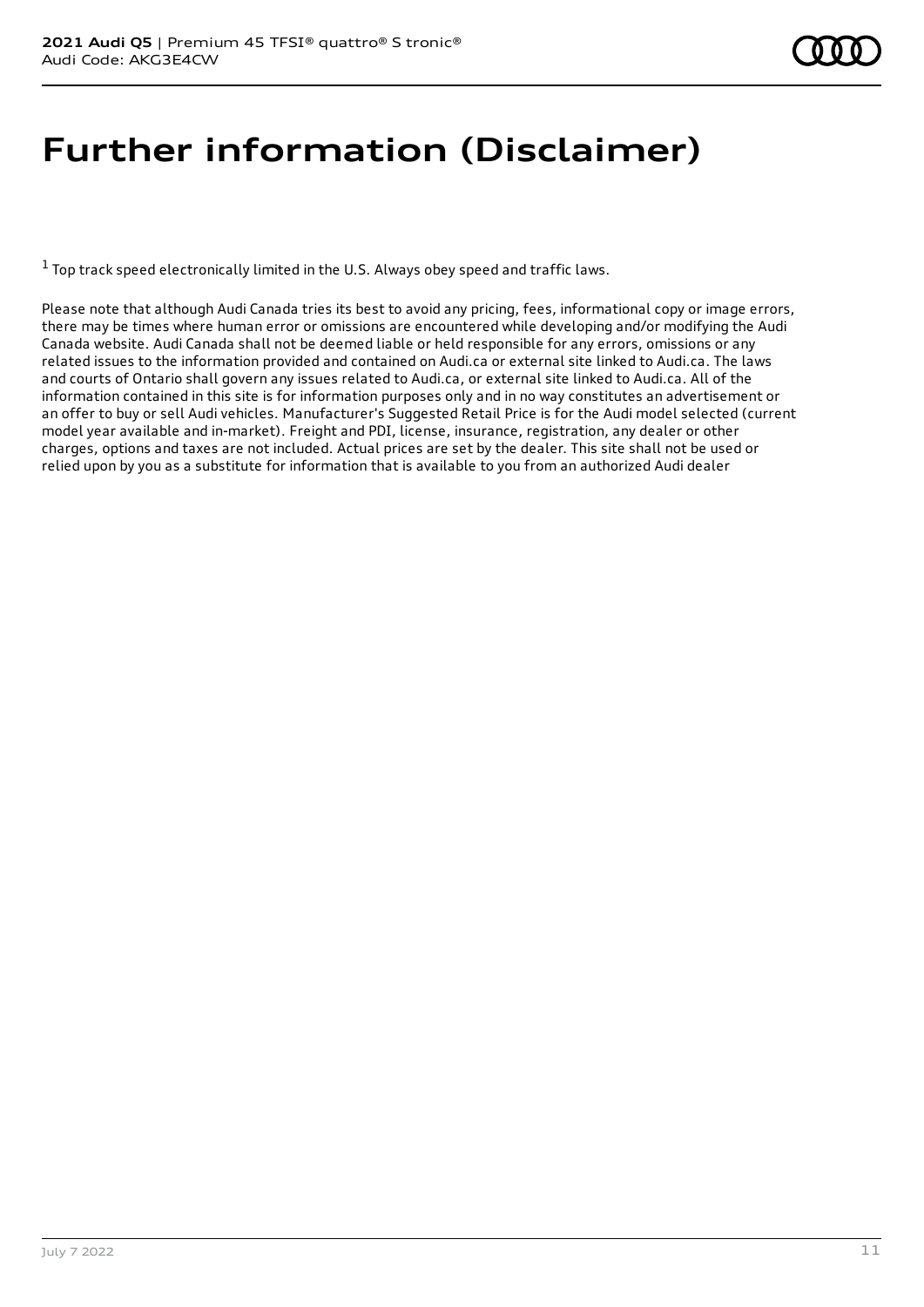# Further information (Disclaimer)

[1] Top track speed electronically limited in the U.S. Always obey speed and traffic laws.

Please note that although Audi Canada tries its best to avoid any pricing, fees, informational copy or image errors, there may be times where human error or omissions are encountered while developing and/or modifying the Audi Canada website. Audi Canada shall not be deemed liable or held responsible for any errors, omissions or any related issues to the information provided and contained on Audi.ca or external site linked to Audi.ca. The laws and courts of Ontario shall govern any issues related to Audi.ca, or external site linked to Audi.ca. All of the information contained in this site is for information purposes only and in no way constitutes an advertisement or an offer to buy or sell Audi vehicles. Manufacturer's Suggested Retail Price is for the Audi model selected (current model year available and in-market). Freight and PDI, license, insurance, registration, any dealer or other charges, options and taxes are not included. Actual prices are set by the dealer. This site shall not be used or relied upon by you as a substitute for information that is available to you from an authorized Audi dealer